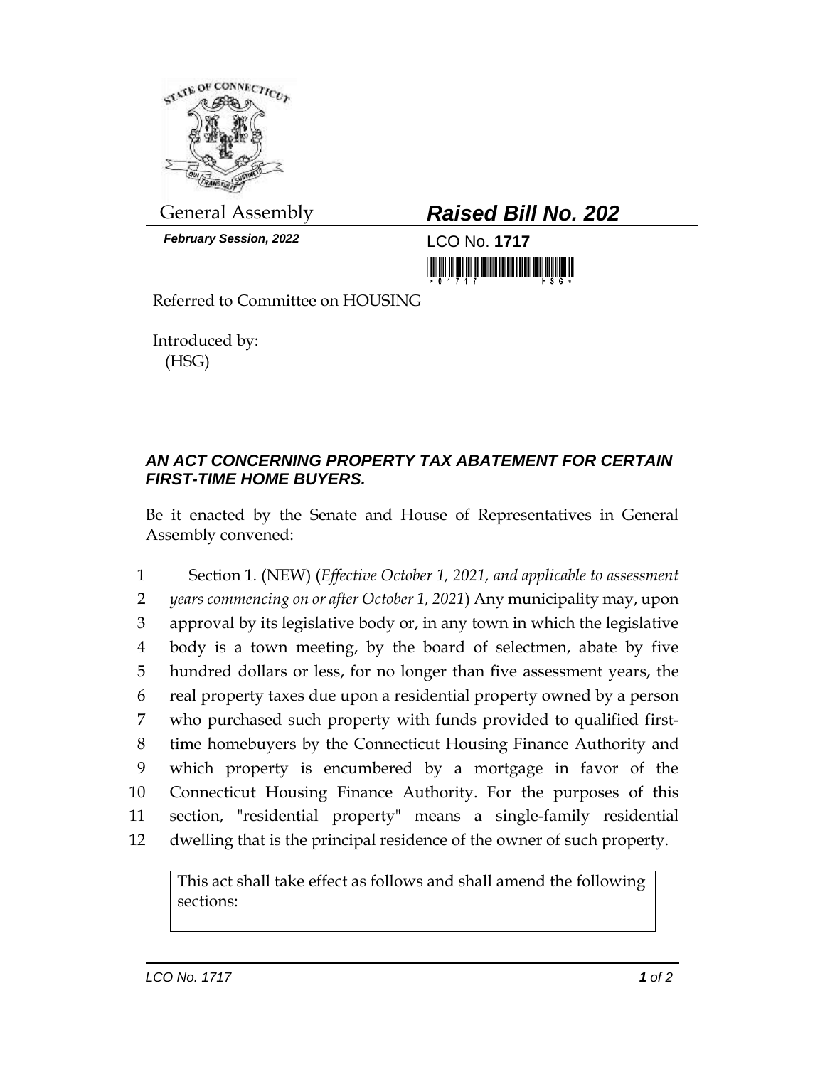General Assembly

***February Session, 2022***

# ***Raised Bill No. 202***

LCO No. **1717**

Referred to Committee on HOUSING

Introduced by:
(HSG)

### ***AN ACT CONCERNING PROPERTY TAX ABATEMENT FOR CERTAIN FIRST-TIME HOME BUYERS.***

Be it enacted by the Senate and House of Representatives in General Assembly convened:

1 Section 1. (NEW) (*Effective October 1, 2021, and applicable to assessment*
2 *years commencing on or after October 1, 2021*) Any municipality may, upon
3 approval by its legislative body or, in any town in which the legislative
4 body is a town meeting, by the board of selectmen, abate by five
5 hundred dollars or less, for no longer than five assessment years, the
6 real property taxes due upon a residential property owned by a person
7 who purchased such property with funds provided to qualified first-
8 time homebuyers by the Connecticut Housing Finance Authority and
9 which property is encumbered by a mortgage in favor of the
10 Connecticut Housing Finance Authority. For the purposes of this
11 section, "residential property" means a single-family residential
12 dwelling that is the principal residence of the owner of such property.

This act shall take effect as follows and shall amend the following sections: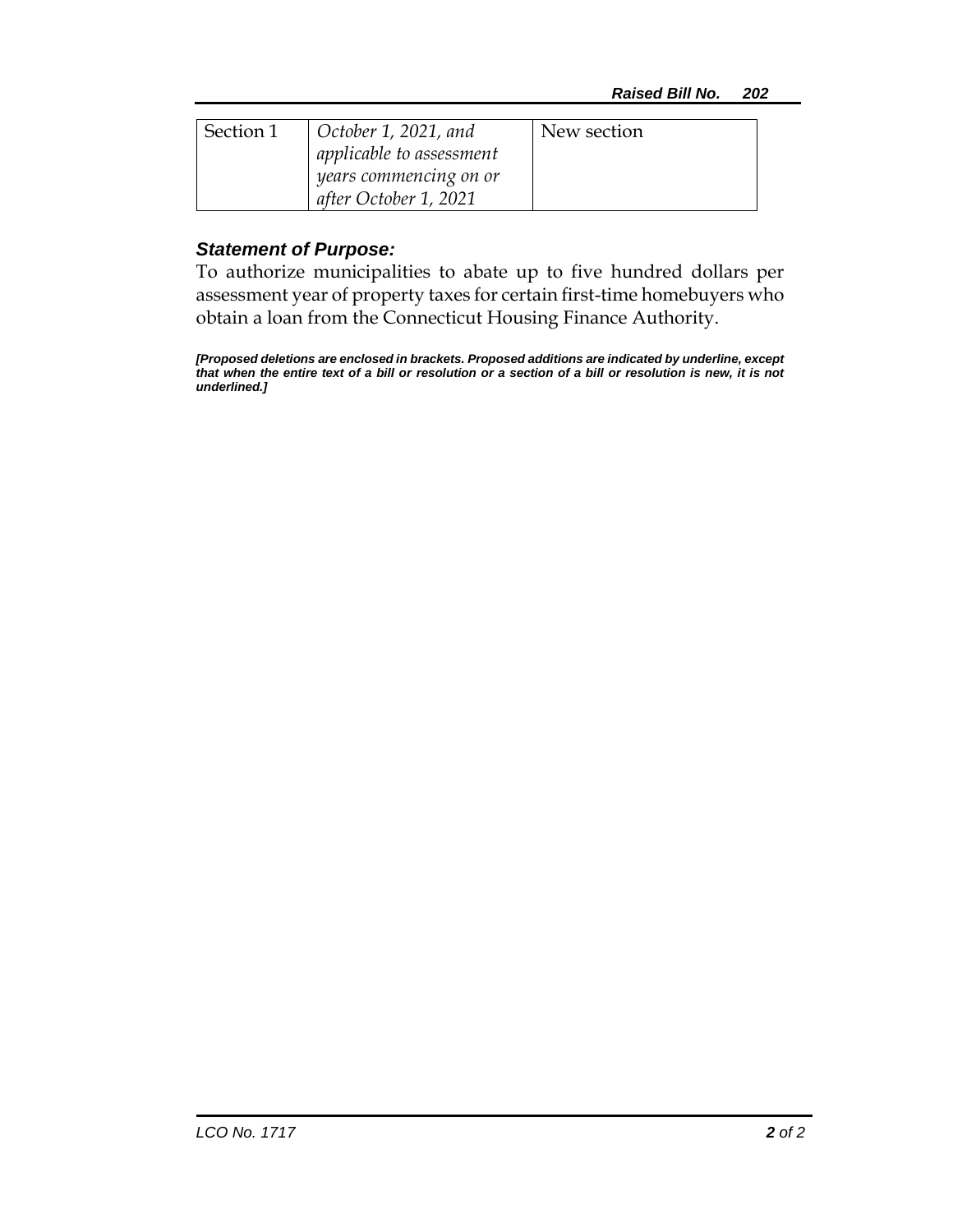| | | |
|---|---|---|
| Section 1 | *October 1, 2021, and applicable to assessment years commencing on or after October 1, 2021* | New section |

### *Statement of Purpose:*

To authorize municipalities to abate up to five hundred dollars per assessment year of property taxes for certain first-time homebuyers who obtain a loan from the Connecticut Housing Finance Authority.

***[Proposed deletions are enclosed in brackets. Proposed additions are indicated by underline, except that when the entire text of a bill or resolution or a section of a bill or resolution is new, it is not underlined.]***